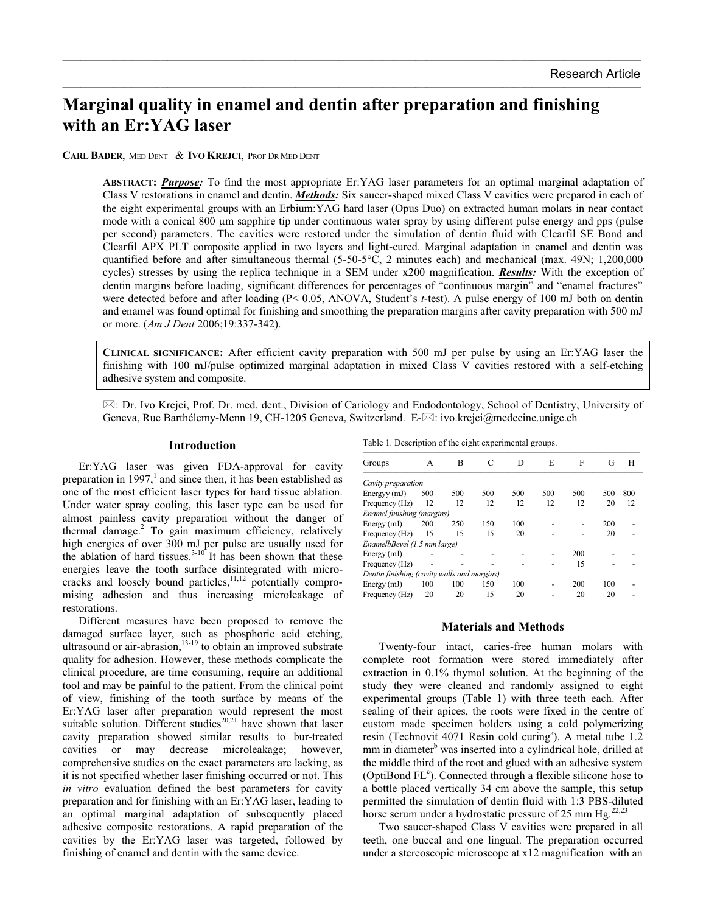# Marginal quality in enamel and dentin after preparation and finishing with an Er:YAG laser

**CARL BADER**, MED DENT & **IVO KREJCI**, PROF DR MED DENT

**ABSTRACT:** ***Purpose:*** To find the most appropriate Er:YAG laser parameters for an optimal marginal adaptation of Class V restorations in enamel and dentin. ***Methods:*** Six saucer-shaped mixed Class V cavities were prepared in each of the eight experimental groups with an Erbium:YAG hard laser (Opus Duo) on extracted human molars in near contact mode with a conical 800 µm sapphire tip under continuous water spray by using different pulse energy and pps (pulse per second) parameters. The cavities were restored under the simulation of dentin fluid with Clearfil SE Bond and Clearfil APX PLT composite applied in two layers and light-cured. Marginal adaptation in enamel and dentin was quantified before and after simultaneous thermal (5-50-5°C, 2 minutes each) and mechanical (max. 49N; 1,200,000 cycles) stresses by using the replica technique in a SEM under x200 magnification. ***Results:*** With the exception of dentin margins before loading, significant differences for percentages of "continuous margin" and "enamel fractures" were detected before and after loading ($P < 0.05$, ANOVA, Student's *t*-test). A pulse energy of 100 mJ both on dentin and enamel was found optimal for finishing and smoothing the preparation margins after cavity preparation with 500 mJ or more. (*Am J Dent* 2006;19:337-342).

**CLINICAL SIGNIFICANCE:** After efficient cavity preparation with 500 mJ per pulse by using an Er:YAG laser the finishing with 100 mJ/pulse optimized marginal adaptation in mixed Class V cavities restored with a self-etching adhesive system and composite.

✉: Dr. Ivo Krejci, Prof. Dr. med. dent., Division of Cariology and Endodontology, School of Dentistry, University of Geneva, Rue Barthélemy-Menn 19, CH-1205 Geneva, Switzerland. E-✉: ivo.krejci@medecine.unige.ch

## Introduction

Er:YAG laser was given FDA-approval for cavity preparation in 1997,[1] and since then, it has been established as one of the most efficient laser types for hard tissue ablation. Under water spray cooling, this laser type can be used for almost painless cavity preparation without the danger of thermal damage.[2] To gain maximum efficiency, relatively high energies of over 300 mJ per pulse are usually used for the ablation of hard tissues.[3-10] It has been shown that these energies leave the tooth surface disintegrated with micro-cracks and loosely bound particles,[11,12] potentially compromising adhesion and thus increasing microleakage of restorations.

Different measures have been proposed to remove the damaged surface layer, such as phosphoric acid etching, ultrasound or air-abrasion,[13-19] to obtain an improved substrate quality for adhesion. However, these methods complicate the clinical procedure, are time consuming, require an additional tool and may be painful to the patient. From the clinical point of view, finishing of the tooth surface by means of the Er:YAG laser after preparation would represent the most suitable solution. Different studies[20,21] have shown that laser cavity preparation showed similar results to bur-treated cavities or may decrease microleakage; however, comprehensive studies on the exact parameters are lacking, as it is not specified whether laser finishing occurred or not. This *in vitro* evaluation defined the best parameters for cavity preparation and for finishing with an Er:YAG laser, leading to an optimal marginal adaptation of subsequently placed adhesive composite restorations. A rapid preparation of the cavities by the Er:YAG laser was targeted, followed by finishing of enamel and dentin with the same device.

Table 1. Description of the eight experimental groups.

| Groups | A | B | C | D | E | F | G | H |
|---|---|---|---|---|---|---|---|---|
| *Cavity preparation* | | | | | | | | |
| Energyy (mJ) | 500 | 500 | 500 | 500 | 500 | 500 | 500 | 800 |
| Frequency (Hz) | 12 | 12 | 12 | 12 | 12 | 12 | 20 | 12 |
| *Enamel finishing (margins)* | | | | | | | | |
| Energy (mJ) | 200 | 250 | 150 | 100 | - | - | 200 | - |
| Frequency (Hz) | 15 | 15 | 15 | 20 | - | - | 20 | - |
| *EnamelbBevel (1.5 mm large)* | | | | | | | | |
| Energy (mJ) | - | - | - | - | - | 200 | - | - |
| Frequency (Hz) | - | - | - | - | - | 15 | - | - |
| *Dentin finishing (cavity walls and margins)* | | | | | | | | |
| Energy (mJ) | 100 | 100 | 150 | 100 | - | 200 | 100 | - |
| Frequency (Hz) | 20 | 20 | 15 | 20 | - | 20 | 20 | - |

## Materials and Methods

Twenty-four intact, caries-free human molars with complete root formation were stored immediately after extraction in 0.1% thymol solution. At the beginning of the study they were cleaned and randomly assigned to eight experimental groups (Table 1) with three teeth each. After sealing of their apices, the roots were fixed in the centre of custom made specimen holders using a cold polymerizing resin (Technovit 4071 Resin cold curing[a]). A metal tube 1.2 mm in diameter[b] was inserted into a cylindrical hole, drilled at the middle third of the root and glued with an adhesive system (OptiBond FL[c]). Connected through a flexible silicone hose to a bottle placed vertically 34 cm above the sample, this setup permitted the simulation of dentin fluid with 1:3 PBS-diluted horse serum under a hydrostatic pressure of 25 mm Hg.[22,23]

Two saucer-shaped Class V cavities were prepared in all teeth, one buccal and one lingual. The preparation occurred under a stereoscopic microscope at x12 magnification with an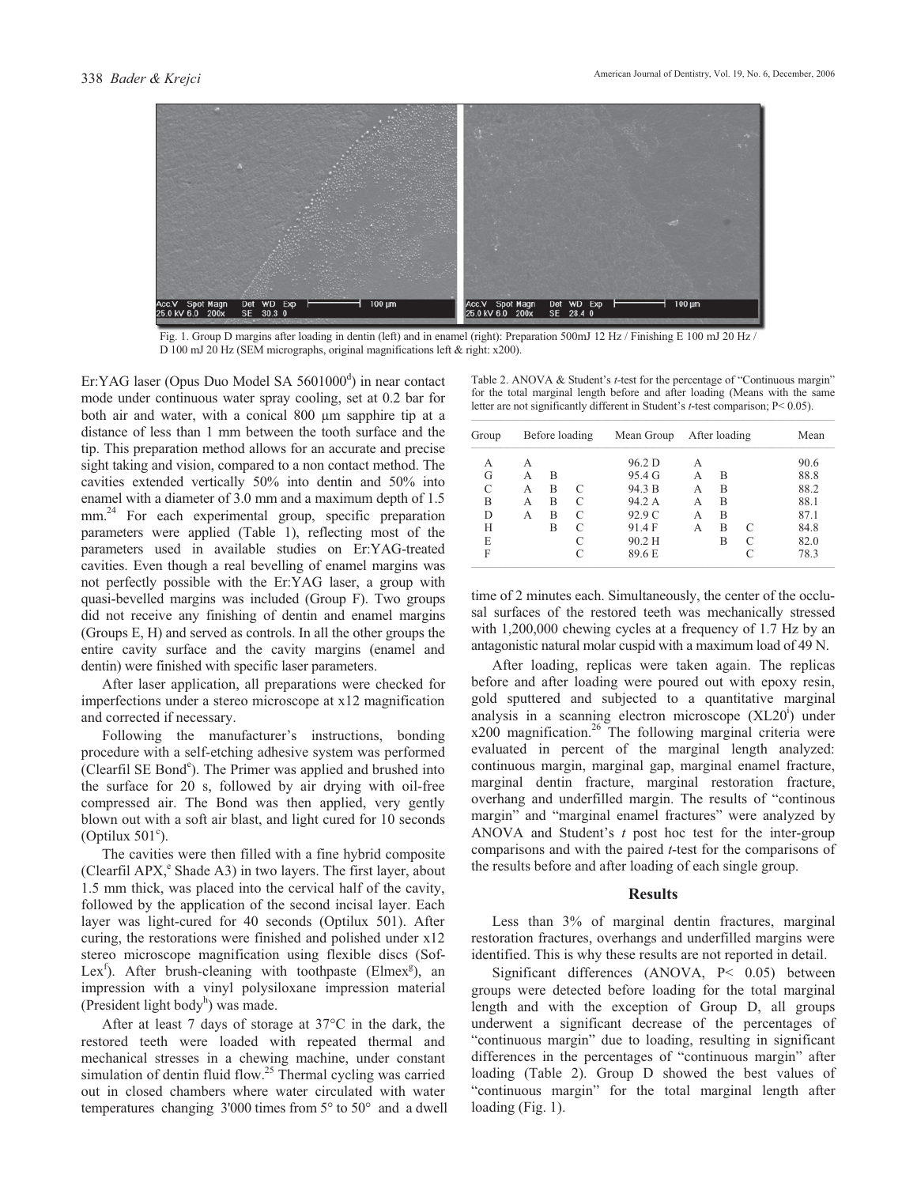Fig. 1. Group D margins after loading in dentin (left) and in enamel (right): Preparation 500mJ 12 Hz / Finishing E 100 mJ 20 Hz / D 100 mJ 20 Hz (SEM micrographs, original magnifications left & right: x200).

Er:YAG laser (Opus Duo Model SA 5601000[d]) in near contact mode under continuous water spray cooling, set at 0.2 bar for both air and water, with a conical 800 µm sapphire tip at a distance of less than 1 mm between the tooth surface and the tip. This preparation method allows for an accurate and precise sight taking and vision, compared to a non contact method. The cavities extended vertically 50% into dentin and 50% into enamel with a diameter of 3.0 mm and a maximum depth of 1.5 mm.[24] For each experimental group, specific preparation parameters were applied (Table 1), reflecting most of the parameters used in available studies on Er:YAG-treated cavities. Even though a real bevelling of enamel margins was not perfectly possible with the Er:YAG laser, a group with quasi-bevelled margins was included (Group F). Two groups did not receive any finishing of dentin and enamel margins (Groups E, H) and served as controls. In all the other groups the entire cavity surface and the cavity margins (enamel and dentin) were finished with specific laser parameters.

After laser application, all preparations were checked for imperfections under a stereo microscope at x12 magnification and corrected if necessary.

Following the manufacturer's instructions, bonding procedure with a self-etching adhesive system was performed (Clearfil SE Bond[e]). The Primer was applied and brushed into the surface for 20 s, followed by air drying with oil-free compressed air. The Bond was then applied, very gently blown out with a soft air blast, and light cured for 10 seconds (Optilux 501[c]).

The cavities were then filled with a fine hybrid composite (Clearfil APX,[e] Shade A3) in two layers. The first layer, about 1.5 mm thick, was placed into the cervical half of the cavity, followed by the application of the second incisal layer. Each layer was light-cured for 40 seconds (Optilux 501). After curing, the restorations were finished and polished under x12 stereo microscope magnification using flexible discs (Sof-Lex[f]). After brush-cleaning with toothpaste (Elmex[g]), an impression with a vinyl polysiloxane impression material (President light body[h]) was made.

After at least 7 days of storage at 37°C in the dark, the restored teeth were loaded with repeated thermal and mechanical stresses in a chewing machine, under constant simulation of dentin fluid flow.[25] Thermal cycling was carried out in closed chambers where water circulated with water temperatures changing 3'000 times from 5° to 50° and a dwell time of 2 minutes each. Simultaneously, the center of the occlusal surfaces of the restored teeth was mechanically stressed with 1,200,000 chewing cycles at a frequency of 1.7 Hz by an antagonistic natural molar cuspid with a maximum load of 49 N.

Table 2. ANOVA & Student's *t*-test for the percentage of "Continuous margin" for the total marginal length before and after loading (Means with the same letter are not significantly different in Student's *t*-test comparison; P< 0.05).

| Group | Before loading | | | Mean Group | After loading | | | Mean |
|---|---|---|---|---|---|---|---|---|
| A | A | | | 96.2 D | A | | | 90.6 |
| G | A | B | | 95.4 G | A | B | | 88.8 |
| C | A | B | C | 94.3 B | A | B | | 88.2 |
| B | A | B | C | 94.2 A | A | B | | 88.1 |
| D | A | B | C | 92.9 C | A | B | | 87.1 |
| H | | B | C | 91.4 F | A | B | C | 84.8 |
| E | | | C | 90.2 H | | B | C | 82.0 |
| F | | | C | 89.6 E | | | C | 78.3 |

After loading, replicas were taken again. The replicas before and after loading were poured out with epoxy resin, gold sputtered and subjected to a quantitative marginal analysis in a scanning electron microscope (XL20[i]) under x200 magnification.[26] The following marginal criteria were evaluated in percent of the marginal length analyzed: continuous margin, marginal gap, marginal enamel fracture, marginal dentin fracture, marginal restoration fracture, overhang and underfilled margin. The results of "continous margin" and "marginal enamel fractures" were analyzed by ANOVA and Student's *t* post hoc test for the inter-group comparisons and with the paired *t*-test for the comparisons of the results before and after loading of each single group.

## Results

Less than 3% of marginal dentin fractures, marginal restoration fractures, overhangs and underfilled margins were identified. This is why these results are not reported in detail.

Significant differences (ANOVA, P< 0.05) between groups were detected before loading for the total marginal length and with the exception of Group D, all groups underwent a significant decrease of the percentages of "continuous margin" due to loading, resulting in significant differences in the percentages of "continuous margin" after loading (Table 2). Group D showed the best values of "continuous margin" for the total marginal length after loading (Fig. 1).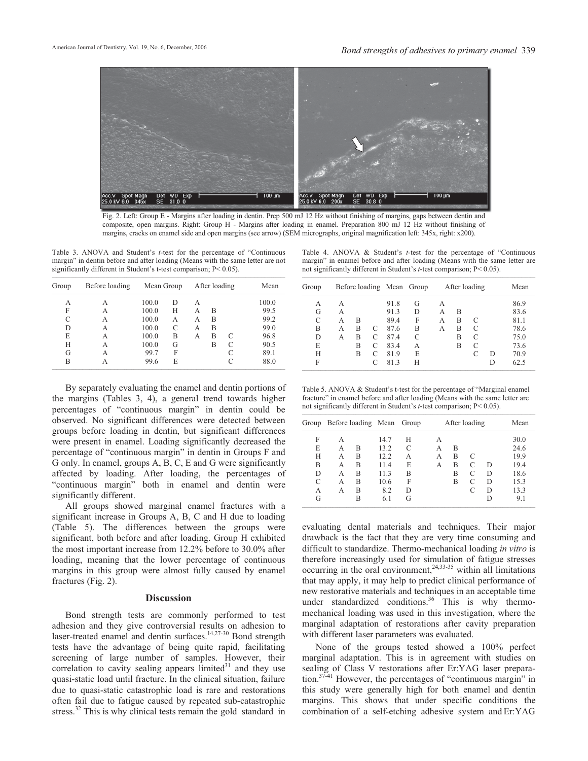Fig. 2. Left: Group E - Margins after loading in dentin. Prep 500 mJ 12 Hz without finishing of margins, gaps between dentin and composite, open margins. Right: Group H - Margins after loading in enamel. Preparation 800 mJ 12 Hz without finishing of margins, cracks on enamel side and open margins (see arrow) (SEM micrographs, original magnification left: 345x, right: x200).

Table 3. ANOVA and Student's *t*-test for the percentage of "Continuous margin" in dentin before and after loading (Means with the same letter are not significantly different in Student's t-test comparison; P< 0.05).

| Group | Before loading | Mean | Group | After loading | | | Mean |
|---|---|---|---|---|---|---|---|
| A | A | 100.0 | D | A | | | 100.0 |
| F | A | 100.0 | H | A | B | | 99.5 |
| C | A | 100.0 | A | A | B | | 99.2 |
| D | A | 100.0 | C | A | B | | 99.0 |
| E | A | 100.0 | B | A | B | C | 96.8 |
| H | A | 100.0 | G | | B | C | 90.5 |
| G | A | 99.7 | F | | | C | 89.1 |
| B | A | 99.6 | E | | | C | 88.0 |

Table 4. ANOVA & Student's *t*-test for the percentage of "Continuous margin" in enamel before and after loading (Means with the same letter are not significantly different in Student's *t*-test comparison; P< 0.05).

| Group | Before loading | | | Mean | Group | After loading | | | | Mean |
|---|---|---|---|---|---|---|---|---|---|---|
| A | A | | | 91.8 | G | A | | | | 86.9 |
| G | A | | | 91.3 | D | A | B | | | 83.6 |
| C | A | B | | 89.4 | F | A | B | C | | 81.1 |
| B | A | B | C | 87.6 | B | A | B | C | | 78.6 |
| D | A | B | C | 87.4 | C | | B | C | | 75.0 |
| E | | B | C | 83.4 | A | | B | C | | 73.6 |
| H | | B | C | 81.9 | E | | | C | D | 70.9 |
| F | | | C | 81.3 | H | | | | D | 62.5 |

Table 5. ANOVA & Student's t-test for the percentage of "Marginal enamel fracture" in enamel before and after loading (Means with the same letter are not significantly different in Student's *t*-test comparison; P< 0.05).

| Group | Before loading | | Mean | Group | After loading | | | | Mean |
|---|---|---|---|---|---|---|---|---|---|
| F | A | | 14.7 | H | A | | | | 30.0 |
| E | A | B | 13.2 | C | A | B | | | 24.6 |
| H | A | B | 12.2 | A | A | B | C | | 19.9 |
| B | A | B | 11.4 | E | A | B | C | D | 19.4 |
| D | A | B | 11.3 | B | | B | C | D | 18.6 |
| C | A | B | 10.6 | F | | B | C | D | 15.3 |
| A | A | B | 8.2 | D | | | C | D | 13.3 |
| G | | B | 6.1 | G | | | | D | 9.1 |

By separately evaluating the enamel and dentin portions of the margins (Tables 3, 4), a general trend towards higher percentages of "continuous margin" in dentin could be observed. No significant differences were detected between groups before loading in dentin, but significant differences were present in enamel. Loading significantly decreased the percentage of "continuous margin" in dentin in Groups F and G only. In enamel, groups A, B, C, E and G were significantly affected by loading. After loading, the percentages of "continuous margin" both in enamel and dentin were significantly different.

All groups showed marginal enamel fractures with a significant increase in Groups A, B, C and H due to loading (Table 5). The differences between the groups were significant, both before and after loading. Group H exhibited the most important increase from 12.2% before to 30.0% after loading, meaning that the lower percentage of continuous margins in this group were almost fully caused by enamel fractures (Fig. 2).

## Discussion

Bond strength tests are commonly performed to test adhesion and they give controversial results on adhesion to laser-treated enamel and dentin surfaces.[14,27-30] Bond strength tests have the advantage of being quite rapid, facilitating screening of large number of samples. However, their correlation to cavity sealing appears limited[31] and they use quasi-static load until fracture. In the clinical situation, failure due to quasi-static catastrophic load is rare and restorations often fail due to fatigue caused by repeated sub-catastrophic stress.[32] This is why clinical tests remain the gold standard in evaluating dental materials and techniques. Their major drawback is the fact that they are very time consuming and difficult to standardize. Thermo-mechanical loading *in vitro* is therefore increasingly used for simulation of fatigue stresses occurring in the oral environment,[24,33-35] within all limitations that may apply, it may help to predict clinical performance of new restorative materials and techniques in an acceptable time under standardized conditions.[36] This is why thermo-mechanical loading was used in this investigation, where the marginal adaptation of restorations after cavity preparation with different laser parameters was evaluated.

None of the groups tested showed a 100% perfect marginal adaptation. This is in agreement with studies on sealing of Class V restorations after Er:YAG laser preparation.[37-41] However, the percentages of "continuous margin" in this study were generally high for both enamel and dentin margins. This shows that under specific conditions the combination of a self-etching adhesive system and Er:YAG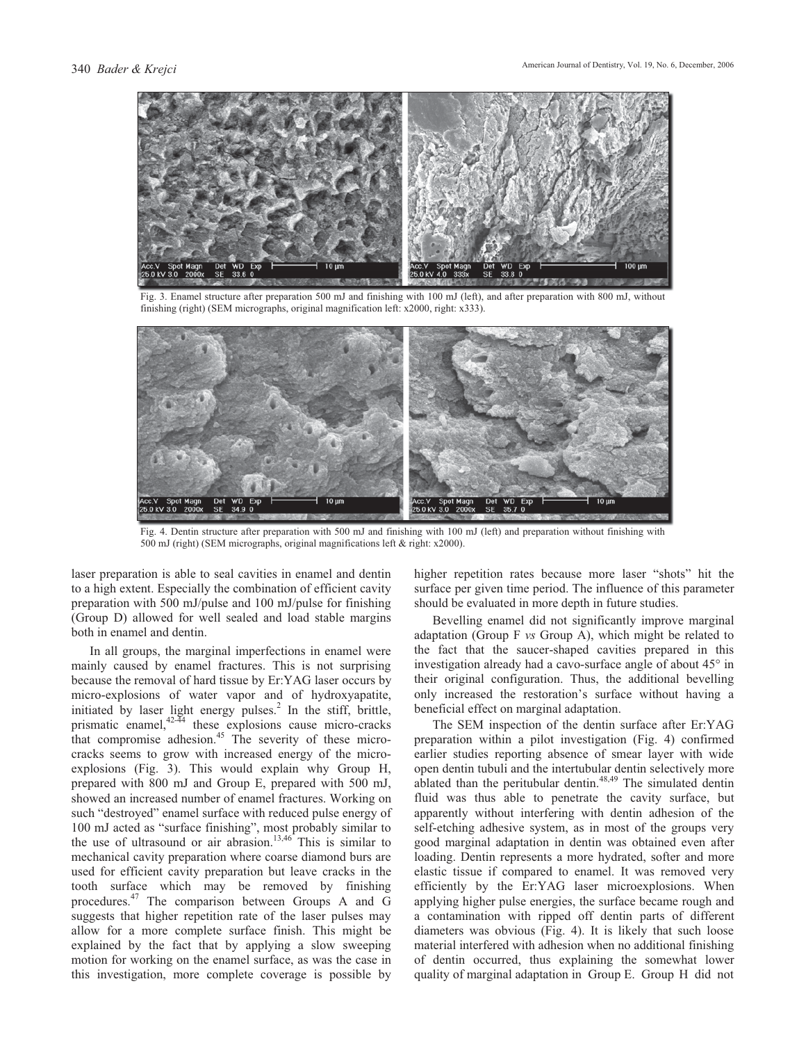Fig. 3. Enamel structure after preparation 500 mJ and finishing with 100 mJ (left), and after preparation with 800 mJ, without finishing (right) (SEM micrographs, original magnification left: x2000, right: x333).

Fig. 4. Dentin structure after preparation with 500 mJ and finishing with 100 mJ (left) and preparation without finishing with 500 mJ (right) (SEM micrographs, original magnifications left & right: x2000).

laser preparation is able to seal cavities in enamel and dentin to a high extent. Especially the combination of efficient cavity preparation with 500 mJ/pulse and 100 mJ/pulse for finishing (Group D) allowed for well sealed and load stable margins both in enamel and dentin.

In all groups, the marginal imperfections in enamel were mainly caused by enamel fractures. This is not surprising because the removal of hard tissue by Er:YAG laser occurs by micro-explosions of water vapor and of hydroxyapatite, initiated by laser light energy pulses.[2] In the stiff, brittle, prismatic enamel,[42-44] these explosions cause micro-cracks that compromise adhesion.[45] The severity of these micro-cracks seems to grow with increased energy of the micro-explosions (Fig. 3). This would explain why Group H, prepared with 800 mJ and Group E, prepared with 500 mJ, showed an increased number of enamel fractures. Working on such "destroyed" enamel surface with reduced pulse energy of 100 mJ acted as "surface finishing", most probably similar to the use of ultrasound or air abrasion.[13,46] This is similar to mechanical cavity preparation where coarse diamond burs are used for efficient cavity preparation but leave cracks in the tooth surface which may be removed by finishing procedures.[47] The comparison between Groups A and G suggests that higher repetition rate of the laser pulses may allow for a more complete surface finish. This might be explained by the fact that by applying a slow sweeping motion for working on the enamel surface, as was the case in this investigation, more complete coverage is possible by higher repetition rates because more laser "shots" hit the surface per given time period. The influence of this parameter should be evaluated in more depth in future studies.

Bevelling enamel did not significantly improve marginal adaptation (Group F *vs* Group A), which might be related to the fact that the saucer-shaped cavities prepared in this investigation already had a cavo-surface angle of about 45° in their original configuration. Thus, the additional bevelling only increased the restoration's surface without having a beneficial effect on marginal adaptation.

The SEM inspection of the dentin surface after Er:YAG preparation within a pilot investigation (Fig. 4) confirmed earlier studies reporting absence of smear layer with wide open dentin tubuli and the intertubular dentin selectively more ablated than the peritubular dentin.[48,49] The simulated dentin fluid was thus able to penetrate the cavity surface, but apparently without interfering with dentin adhesion of the self-etching adhesive system, as in most of the groups very good marginal adaptation in dentin was obtained even after loading. Dentin represents a more hydrated, softer and more elastic tissue if compared to enamel. It was removed very efficiently by the Er:YAG laser microexplosions. When applying higher pulse energies, the surface became rough and a contamination with ripped off dentin parts of different diameters was obvious (Fig. 4). It is likely that such loose material interfered with adhesion when no additional finishing of dentin occurred, thus explaining the somewhat lower quality of marginal adaptation in Group E. Group H did not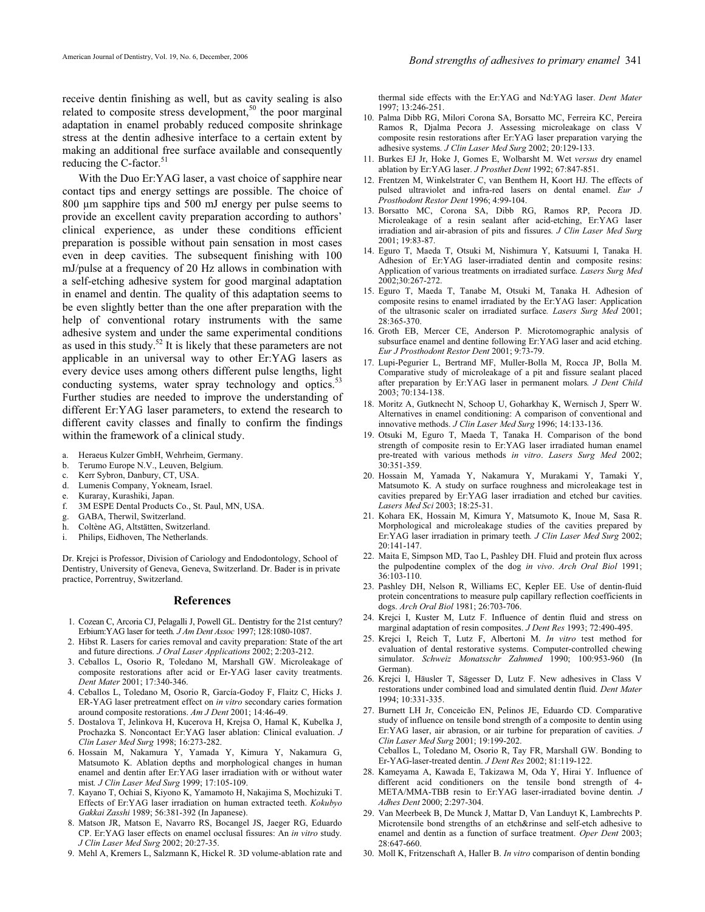receive dentin finishing as well, but as cavity sealing is also related to composite stress development,[50] the poor marginal adaptation in enamel probably reduced composite shrinkage stress at the dentin adhesive interface to a certain extent by making an additional free surface available and consequently reducing the C-factor.[51]

With the Duo Er:YAG laser, a vast choice of sapphire near contact tips and energy settings are possible. The choice of 800 µm sapphire tips and 500 mJ energy per pulse seems to provide an excellent cavity preparation according to authors' clinical experience, as under these conditions efficient preparation is possible without pain sensation in most cases even in deep cavities. The subsequent finishing with 100 mJ/pulse at a frequency of 20 Hz allows in combination with a self-etching adhesive system for good marginal adaptation in enamel and dentin. The quality of this adaptation seems to be even slightly better than the one after preparation with the help of conventional rotary instruments with the same adhesive system and under the same experimental conditions as used in this study.[52] It is likely that these parameters are not applicable in an universal way to other Er:YAG lasers as every device uses among others different pulse lengths, light conducting systems, water spray technology and optics.[53] Further studies are needed to improve the understanding of different Er:YAG laser parameters, to extend the research to different cavity classes and finally to confirm the findings within the framework of a clinical study.

a. Heraeus Kulzer GmbH, Wehrheim, Germany.
b. Terumo Europe N.V., Leuven, Belgium.
c. Kerr Sybron, Danbury, CT, USA.
d. Lumenis Company, Yokneam, Israel.
e. Kuraray, Kurashiki, Japan.
f. 3M ESPE Dental Products Co., St. Paul, MN, USA.
g. GABA, Therwil, Switzerland.
h. Coltène AG, Altstätten, Switzerland.
i. Philips, Eidhoven, The Netherlands.

Dr. Krejci is Professor, Division of Cariology and Endodontology, School of Dentistry, University of Geneva, Geneva, Switzerland. Dr. Bader is in private practice, Porrentruy, Switzerland.

## References

1. Cozean C, Arcoria CJ, Pelagalli J, Powell GL. Dentistry for the 21st century? Erbium:YAG laser for teeth. *J Am Dent Assoc* 1997; 128:1080-1087.
2. Hibst R. Lasers for caries removal and cavity preparation: State of the art and future directions. *J Oral Laser Applications* 2002; 2:203-212.
3. Ceballos L, Osorio R, Toledano M, Marshall GW. Microleakage of composite restorations after acid or Er-YAG laser cavity treatments. *Dent Mater* 2001; 17:340-346.
4. Ceballos L, Toledano M, Osorio R, García-Godoy F, Flaitz C, Hicks J. ER-YAG laser pretreatment effect on *in vitro* secondary caries formation around composite restorations. *Am J Dent* 2001; 14:46-49.
5. Dostalova T, Jelinkova H, Kucerova H, Krejsa O, Hamal K, Kubelka J, Prochazka S. Noncontact Er:YAG laser ablation: Clinical evaluation. *J Clin Laser Med Surg* 1998; 16:273-282.
6. Hossain M, Nakamura Y, Yamada Y, Kimura Y, Nakamura G, Matsumoto K. Ablation depths and morphological changes in human enamel and dentin after Er:YAG laser irradiation with or without water mist. *J Clin Laser Med Surg* 1999; 17:105-109.
7. Kayano T, Ochiai S, Kiyono K, Yamamoto H, Nakajima S, Mochizuki T. Effects of Er:YAG laser irradiation on human extracted teeth. *Kokubyo Gakkai Zasshi* 1989; 56:381-392 (In Japanese).
8. Matson JR, Matson E, Navarro RS, Bocangel JS, Jaeger RG, Eduardo CP. Er:YAG laser effects on enamel occlusal fissures: An *in vitro* study. *J Clin Laser Med Surg* 2002; 20:27-35.
9. Mehl A, Kremers L, Salzmann K, Hickel R. 3D volume-ablation rate and thermal side effects with the Er:YAG and Nd:YAG laser. *Dent Mater* 1997; 13:246-251.
10. Palma Dibb RG, Milori Corona SA, Borsatto MC, Ferreira KC, Pereira Ramos R, Djalma Pecora J. Assessing microleakage on class V composite resin restorations after Er:YAG laser preparation varying the adhesive systems. *J Clin Laser Med Surg* 2002; 20:129-133.
11. Burkes EJ Jr, Hoke J, Gomes E, Wolbarsht M. Wet *versus* dry enamel ablation by Er:YAG laser. *J Prosthet Dent* 1992; 67:847-851.
12. Frentzen M, Winkelstrater C, van Benthem H, Koort HJ. The effects of pulsed ultraviolet and infra-red lasers on dental enamel. *Eur J Prosthodont Restor Dent* 1996; 4:99-104.
13. Borsatto MC, Corona SA, Dibb RG, Ramos RP, Pecora JD. Microleakage of a resin sealant after acid-etching, Er:YAG laser irradiation and air-abrasion of pits and fissures. *J Clin Laser Med Surg* 2001; 19:83-87.
14. Eguro T, Maeda T, Otsuki M, Nishimura Y, Katsuumi I, Tanaka H. Adhesion of Er:YAG laser-irradiated dentin and composite resins: Application of various treatments on irradiated surface. *Lasers Surg Med* 2002;30:267-272.
15. Eguro T, Maeda T, Tanabe M, Otsuki M, Tanaka H. Adhesion of composite resins to enamel irradiated by the Er:YAG laser: Application of the ultrasonic scaler on irradiated surface. *Lasers Surg Med* 2001; 28:365-370.
16. Groth EB, Mercer CE, Anderson P. Microtomographic analysis of subsurface enamel and dentine following Er:YAG laser and acid etching. *Eur J Prosthodont Restor Dent* 2001; 9:73-79.
17. Lupi-Pegurier L, Bertrand MF, Muller-Bolla M, Rocca JP, Bolla M. Comparative study of microleakage of a pit and fissure sealant placed after preparation by Er:YAG laser in permanent molars. *J Dent Child* 2003; 70:134-138.
18. Moritz A, Gutknecht N, Schoop U, Goharkhay K, Wernisch J, Sperr W. Alternatives in enamel conditioning: A comparison of conventional and innovative methods. *J Clin Laser Med Surg* 1996; 14:133-136.
19. Otsuki M, Eguro T, Maeda T, Tanaka H. Comparison of the bond strength of composite resin to Er:YAG laser irradiated human enamel pre-treated with various methods *in vitro*. *Lasers Surg Med* 2002; 30:351-359.
20. Hossain M, Yamada Y, Nakamura Y, Murakami Y, Tamaki Y, Matsumoto K. A study on surface roughness and microleakage test in cavities prepared by Er:YAG laser irradiation and etched bur cavities. *Lasers Med Sci* 2003; 18:25-31.
21. Kohara EK, Hossain M, Kimura Y, Matsumoto K, Inoue M, Sasa R. Morphological and microleakage studies of the cavities prepared by Er:YAG laser irradiation in primary teeth. *J Clin Laser Med Surg* 2002; 20:141-147.
22. Maita E, Simpson MD, Tao L, Pashley DH. Fluid and protein flux across the pulpodentine complex of the dog *in vivo*. *Arch Oral Biol* 1991; 36:103-110.
23. Pashley DH, Nelson R, Williams EC, Kepler EE. Use of dentin-fluid protein concentrations to measure pulp capillary reflection coefficients in dogs. *Arch Oral Biol* 1981; 26:703-706.
24. Krejci I, Kuster M, Lutz F. Influence of dentin fluid and stress on marginal adaptation of resin composites. *J Dent Res* 1993; 72:490-495.
25. Krejci I, Reich T, Lutz F, Albertoni M. *In vitro* test method for evaluation of dental restorative systems. Computer-controlled chewing simulator. *Schweiz Monatsschr Zahnmed* 1990; 100:953-960 (In German).
26. Krejci I, Häusler T, Sägesser D, Lutz F. New adhesives in Class V restorations under combined load and simulated dentin fluid. *Dent Mater* 1994; 10:331-335.
27. Burnett LH Jr, Conceicão EN, Pelinos JE, Eduardo CD. Comparative study of influence on tensile bond strength of a composite to dentin using Er:YAG laser, air abrasion, or air turbine for preparation of cavities. *J Clin Laser Med Surg* 2001; 19:199-202.
   Ceballos L, Toledano M, Osorio R, Tay FR, Marshall GW. Bonding to Er-YAG-laser-treated dentin. *J Dent Res* 2002; 81:119-122.
28. Kameyama A, Kawada E, Takizawa M, Oda Y, Hirai Y. Influence of different acid conditioners on the tensile bond strength of 4-META/MMA-TBB resin to Er:YAG laser-irradiated bovine dentin. *J Adhes Dent* 2000; 2:297-304.
29. Van Meerbeek B, De Munck J, Mattar D, Van Landuyt K, Lambrechts P. Microtensile bond strengths of an etch&rinse and self-etch adhesive to enamel and dentin as a function of surface treatment. *Oper Dent* 2003; 28:647-660.
30. Moll K, Fritzenschaft A, Haller B. *In vitro* comparison of dentin bonding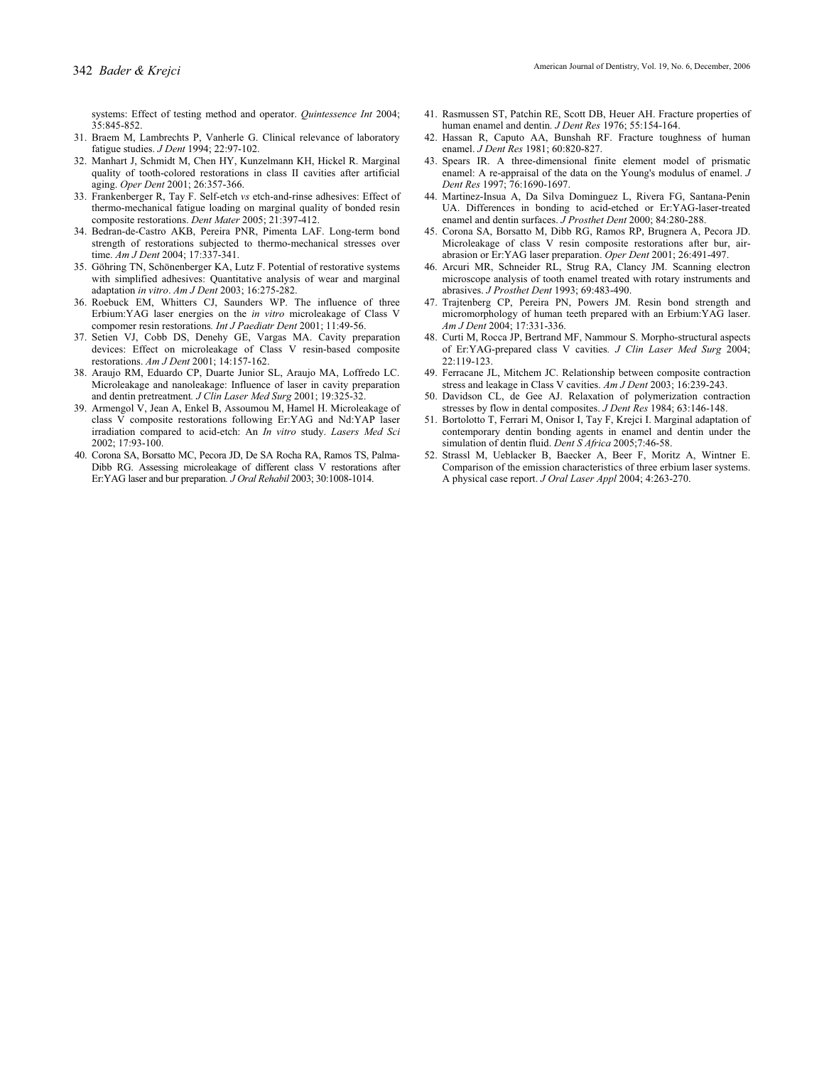systems: Effect of testing method and operator. *Quintessence Int* 2004; 35:845-852.

31. Braem M, Lambrechts P, Vanherle G. Clinical relevance of laboratory fatigue studies. *J Dent* 1994; 22:97-102.
32. Manhart J, Schmidt M, Chen HY, Kunzelmann KH, Hickel R. Marginal quality of tooth-colored restorations in class II cavities after artificial aging. *Oper Dent* 2001; 26:357-366.
33. Frankenberger R, Tay F. Self-etch *vs* etch-and-rinse adhesives: Effect of thermo-mechanical fatigue loading on marginal quality of bonded resin composite restorations. *Dent Mater* 2005; 21:397-412.
34. Bedran-de-Castro AKB, Pereira PNR, Pimenta LAF. Long-term bond strength of restorations subjected to thermo-mechanical stresses over time. *Am J Dent* 2004; 17:337-341.
35. Göhring TN, Schönenberger KA, Lutz F. Potential of restorative systems with simplified adhesives: Quantitative analysis of wear and marginal adaptation *in vitro*. *Am J Dent* 2003; 16:275-282.
36. Roebuck EM, Whitters CJ, Saunders WP. The influence of three Erbium:YAG laser energies on the *in vitro* microleakage of Class V compomer resin restorations. *Int J Paediatr Dent* 2001; 11:49-56.
37. Setien VJ, Cobb DS, Denehy GE, Vargas MA. Cavity preparation devices: Effect on microleakage of Class V resin-based composite restorations. *Am J Dent* 2001; 14:157-162.
38. Araujo RM, Eduardo CP, Duarte Junior SL, Araujo MA, Loffredo LC. Microleakage and nanoleakage: Influence of laser in cavity preparation and dentin pretreatment. *J Clin Laser Med Surg* 2001; 19:325-32.
39. Armengol V, Jean A, Enkel B, Assoumou M, Hamel H. Microleakage of class V composite restorations following Er:YAG and Nd:YAP laser irradiation compared to acid-etch: An *In vitro* study. *Lasers Med Sci* 2002; 17:93-100.
40. Corona SA, Borsatto MC, Pecora JD, De SA Rocha RA, Ramos TS, Palma-Dibb RG. Assessing microleakage of different class V restorations after Er:YAG laser and bur preparation. *J Oral Rehabil* 2003; 30:1008-1014.
41. Rasmussen ST, Patchin RE, Scott DB, Heuer AH. Fracture properties of human enamel and dentin. *J Dent Res* 1976; 55:154-164.
42. Hassan R, Caputo AA, Bunshah RF. Fracture toughness of human enamel. *J Dent Res* 1981; 60:820-827.
43. Spears IR. A three-dimensional finite element model of prismatic enamel: A re-appraisal of the data on the Young's modulus of enamel. *J Dent Res* 1997; 76:1690-1697.
44. Martinez-Insua A, Da Silva Dominguez L, Rivera FG, Santana-Penin UA. Differences in bonding to acid-etched or Er:YAG-laser-treated enamel and dentin surfaces. *J Prosthet Dent* 2000; 84:280-288.
45. Corona SA, Borsatto M, Dibb RG, Ramos RP, Brugnera A, Pecora JD. Microleakage of class V resin composite restorations after bur, air-abrasion or Er:YAG laser preparation. *Oper Dent* 2001; 26:491-497.
46. Arcuri MR, Schneider RL, Strug RA, Clancy JM. Scanning electron microscope analysis of tooth enamel treated with rotary instruments and abrasives. *J Prosthet Dent* 1993; 69:483-490.
47. Trajtenberg CP, Pereira PN, Powers JM. Resin bond strength and micromorphology of human teeth prepared with an Erbium:YAG laser. *Am J Dent* 2004; 17:331-336.
48. Curti M, Rocca JP, Bertrand MF, Nammour S. Morpho-structural aspects of Er:YAG-prepared class V cavities. *J Clin Laser Med Surg* 2004; 22:119-123.
49. Ferracane JL, Mitchem JC. Relationship between composite contraction stress and leakage in Class V cavities. *Am J Dent* 2003; 16:239-243.
50. Davidson CL, de Gee AJ. Relaxation of polymerization contraction stresses by flow in dental composites. *J Dent Res* 1984; 63:146-148.
51. Bortolotto T, Ferrari M, Onisor I, Tay F, Krejci I. Marginal adaptation of contemporary dentin bonding agents in enamel and dentin under the simulation of dentin fluid. *Dent S Africa* 2005;7:46-58.
52. Strassl M, Ueblacker B, Baecker A, Beer F, Moritz A, Wintner E. Comparison of the emission characteristics of three erbium laser systems. A physical case report. *J Oral Laser Appl* 2004; 4:263-270.